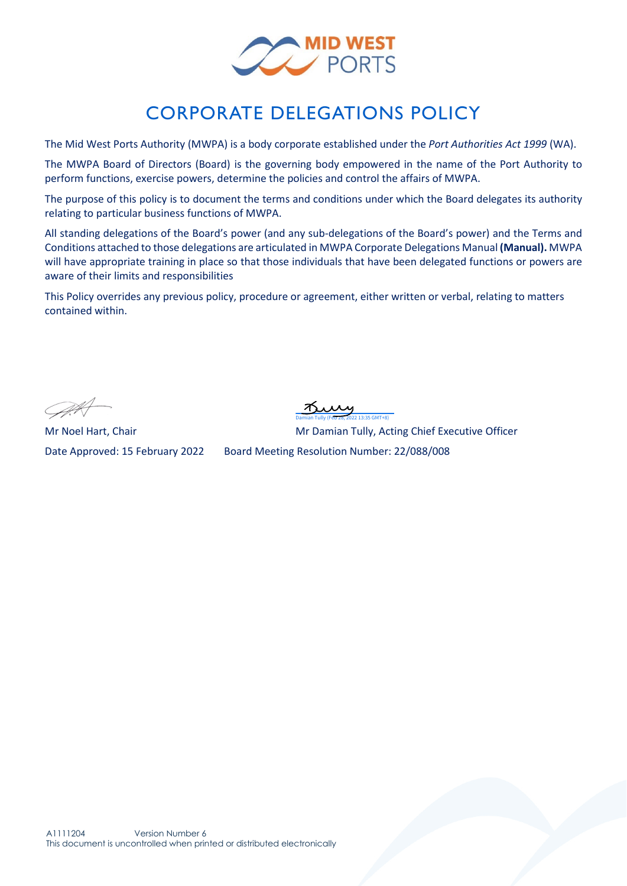MID WEST PORTS

# CORPORATE DELEGATIONS POLICY

The Mid West Ports Authority (MWPA) is a body corporate established under the *Port Authorities Act 1999* (WA).

The MWPA Board of Directors (Board) is the governing body empowered in the name of the Port Authority to perform functions, exercise powers, determine the policies and control the affairs of MWPA.

The purpose of this policy is to document the terms and conditions under which the Board delegates its authority relating to particular business functions of MWPA.

All standing delegations of the Board's power (and any sub-delegations of the Board's power) and the Terms and Conditions attached to those delegations are articulated in MWPA Corporate Delegations Manual **(Manual).** MWPA will have appropriate training in place so that those individuals that have been delegated functions or powers are aware of their limits and responsibilities

This Policy overrides any previous policy, procedure or agreement, either written or verbal, relating to matters contained within.

Damian Tully (Feb 28, 2022 13:35 GMT+8)

Mr Noel Hart, Chair

Mr Damian Tully, Acting Chief Executive Officer

Date Approved: 15 February 2022

Board Meeting Resolution Number: 22/088/008

A1111204 Version Number 6

This document is uncontrolled when printed or distributed electronically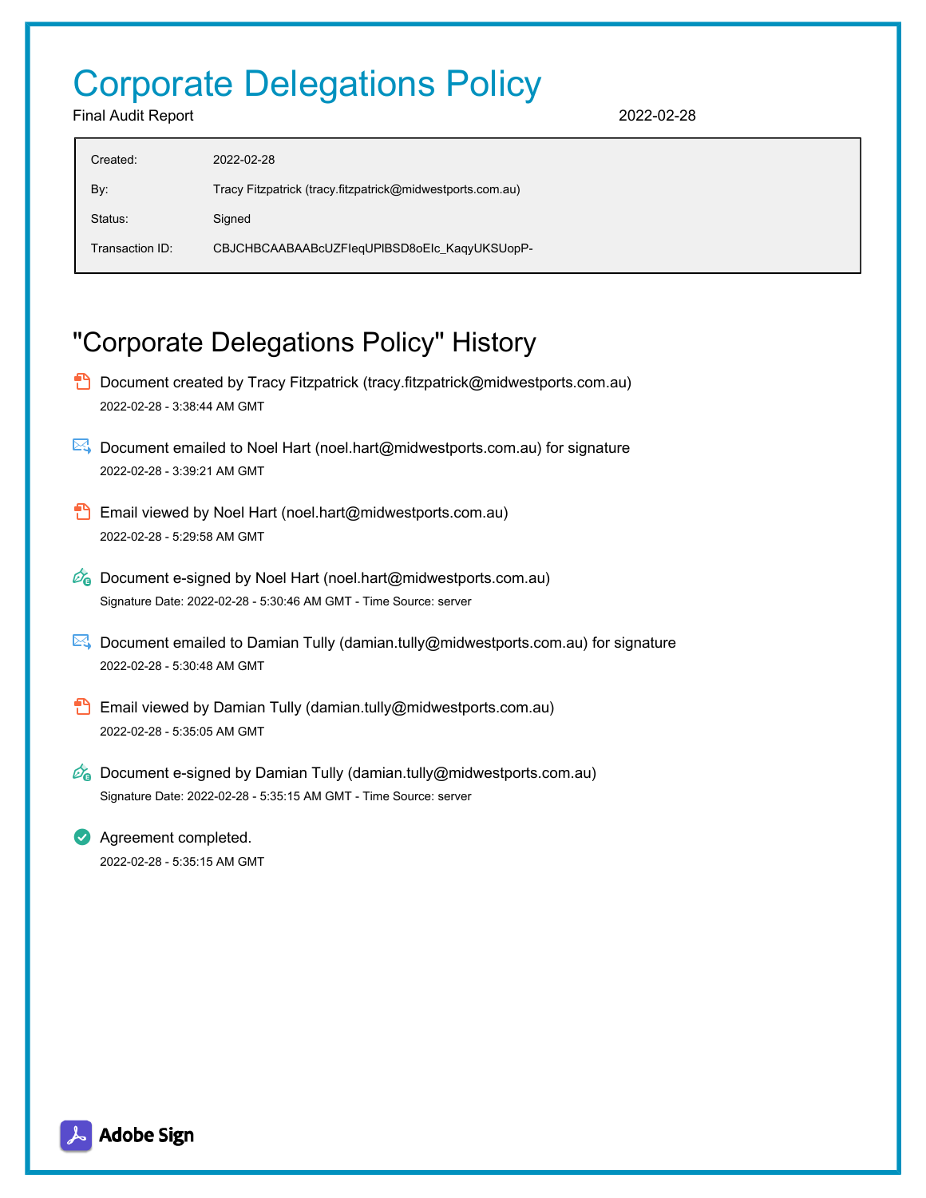# Corporate Delegations Policy

Final Audit Report 2022-02-28

| | |
|---|---|
| Created: | 2022-02-28 |
| By: | Tracy Fitzpatrick (tracy.fitzpatrick@midwestports.com.au) |
| Status: | Signed |
| Transaction ID: | CBJCHBCAABAABcUZFIeqUPlBSD8oEIc_KaqyUKSUopP- |

## "Corporate Delegations Policy" History

- Document created by Tracy Fitzpatrick (tracy.fitzpatrick@midwestports.com.au)
  2022-02-28 - 3:38:44 AM GMT

- Document emailed to Noel Hart (noel.hart@midwestports.com.au) for signature
  2022-02-28 - 3:39:21 AM GMT

- Email viewed by Noel Hart (noel.hart@midwestports.com.au)
  2022-02-28 - 5:29:58 AM GMT

- Document e-signed by Noel Hart (noel.hart@midwestports.com.au)
  Signature Date: 2022-02-28 - 5:30:46 AM GMT - Time Source: server

- Document emailed to Damian Tully (damian.tully@midwestports.com.au) for signature
  2022-02-28 - 5:30:48 AM GMT

- Email viewed by Damian Tully (damian.tully@midwestports.com.au)
  2022-02-28 - 5:35:05 AM GMT

- Document e-signed by Damian Tully (damian.tully@midwestports.com.au)
  Signature Date: 2022-02-28 - 5:35:15 AM GMT - Time Source: server

- Agreement completed.
  2022-02-28 - 5:35:15 AM GMT

Adobe Sign